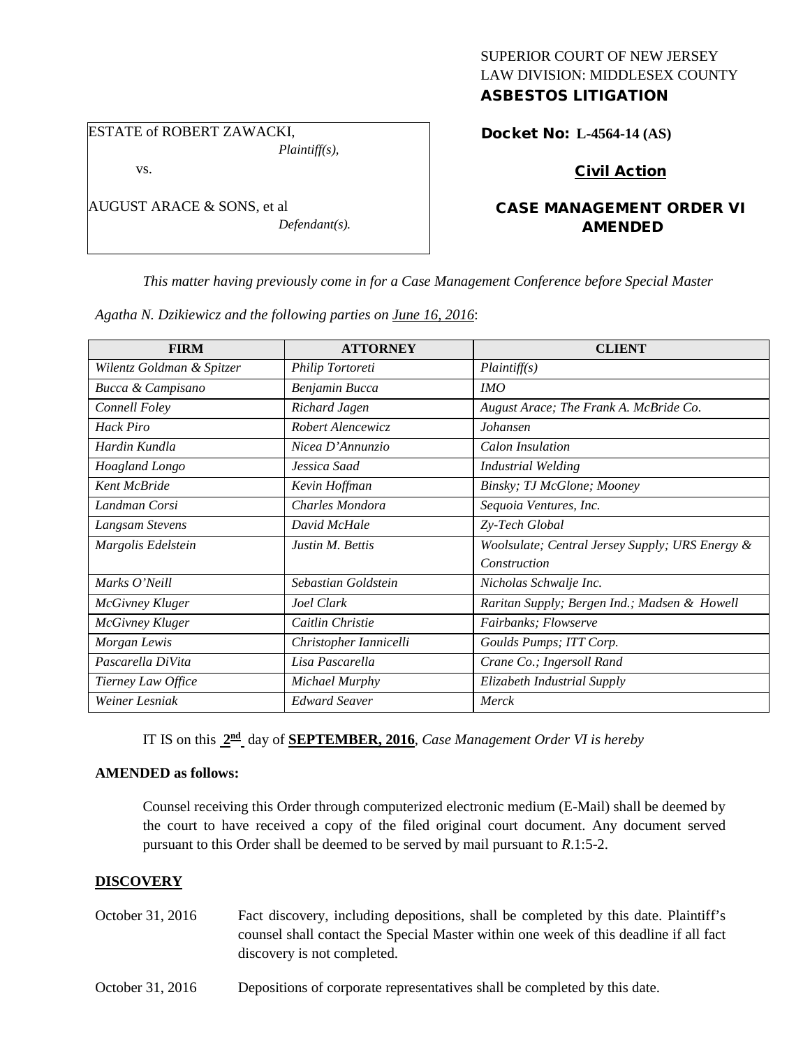SUPERIOR COURT OF NEW JERSEY
LAW DIVISION: MIDDLESEX COUNTY
**ASBESTOS LITIGATION**

ESTATE of ROBERT ZAWACKI,
*Plaintiff(s),*

vs.

AUGUST ARACE & SONS, et al
*Defendant(s).*

**Docket No: L-4564-14 (AS)**

**Civil Action**

**CASE MANAGEMENT ORDER VI AMENDED**

*This matter having previously come in for a Case Management Conference before Special Master Agatha N. Dzikiewicz and the following parties on June 16, 2016:*

| FIRM | ATTORNEY | CLIENT |
|---|---|---|
| *Wilentz Goldman & Spitzer* | *Philip Tortoreti* | *Plaintiff(s)* |
| *Bucca & Campisano* | *Benjamin Bucca* | *IMO* |
| *Connell Foley* | *Richard Jagen* | *August Arace; The Frank A. McBride Co.* |
| *Hack Piro* | *Robert Alencewicz* | *Johansen* |
| *Hardin Kundla* | *Nicea D'Annunzio* | *Calon Insulation* |
| *Hoagland Longo* | *Jessica Saad* | *Industrial Welding* |
| *Kent McBride* | *Kevin Hoffman* | *Binsky; TJ McGlone; Mooney* |
| *Landman Corsi* | *Charles Mondora* | *Sequoia Ventures, Inc.* |
| *Langsam Stevens* | *David McHale* | *Zy-Tech Global* |
| *Margolis Edelstein* | *Justin M. Bettis* | *Woolsulate; Central Jersey Supply; URS Energy & Construction* |
| *Marks O'Neill* | *Sebastian Goldstein* | *Nicholas Schwalje Inc.* |
| *McGivney Kluger* | *Joel Clark* | *Raritan Supply; Bergen Ind.; Madsen & Howell* |
| *McGivney Kluger* | *Caitlin Christie* | *Fairbanks; Flowserve* |
| *Morgan Lewis* | *Christopher Iannicelli* | *Goulds Pumps; ITT Corp.* |
| *Pascarella DiVita* | *Lisa Pascarella* | *Crane Co.; Ingersoll Rand* |
| *Tierney Law Office* | *Michael Murphy* | *Elizabeth Industrial Supply* |
| *Weiner Lesniak* | *Edward Seaver* | *Merck* |

IT IS on this **2nd** day of **SEPTEMBER, 2016**, *Case Management Order VI is hereby*

**AMENDED as follows:**

Counsel receiving this Order through computerized electronic medium (E-Mail) shall be deemed by the court to have received a copy of the filed original court document. Any document served pursuant to this Order shall be deemed to be served by mail pursuant to *R*.1:5-2.

**DISCOVERY**

October 31, 2016 — Fact discovery, including depositions, shall be completed by this date. Plaintiff's counsel shall contact the Special Master within one week of this deadline if all fact discovery is not completed.

October 31, 2016 — Depositions of corporate representatives shall be completed by this date.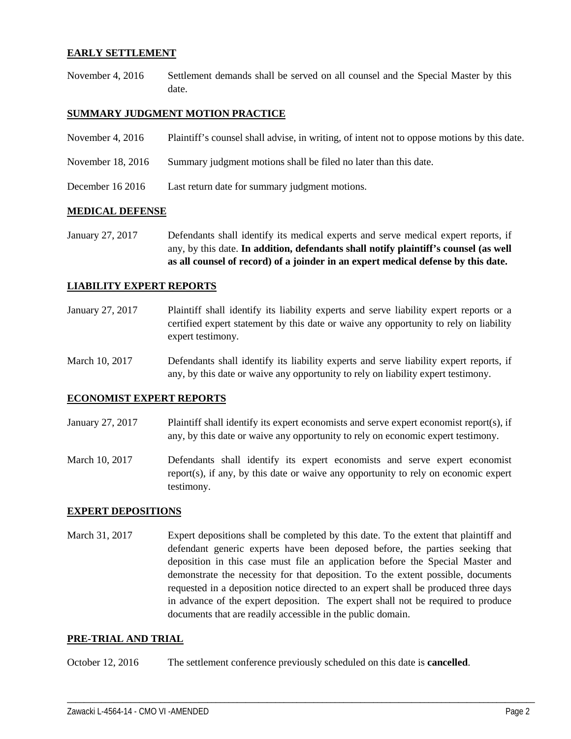**EARLY SETTLEMENT**

November 4, 2016 Settlement demands shall be served on all counsel and the Special Master by this date.

**SUMMARY JUDGMENT MOTION PRACTICE**

November 4, 2016 Plaintiff's counsel shall advise, in writing, of intent not to oppose motions by this date.

November 18, 2016 Summary judgment motions shall be filed no later than this date.

December 16 2016 Last return date for summary judgment motions.

**MEDICAL DEFENSE**

January 27, 2017 Defendants shall identify its medical experts and serve medical expert reports, if any, by this date. **In addition, defendants shall notify plaintiff's counsel (as well as all counsel of record) of a joinder in an expert medical defense by this date.**

**LIABILITY EXPERT REPORTS**

January 27, 2017 Plaintiff shall identify its liability experts and serve liability expert reports or a certified expert statement by this date or waive any opportunity to rely on liability expert testimony.

March 10, 2017 Defendants shall identify its liability experts and serve liability expert reports, if any, by this date or waive any opportunity to rely on liability expert testimony.

**ECONOMIST EXPERT REPORTS**

January 27, 2017 Plaintiff shall identify its expert economists and serve expert economist report(s), if any, by this date or waive any opportunity to rely on economic expert testimony.

March 10, 2017 Defendants shall identify its expert economists and serve expert economist report(s), if any, by this date or waive any opportunity to rely on economic expert testimony.

**EXPERT DEPOSITIONS**

March 31, 2017 Expert depositions shall be completed by this date. To the extent that plaintiff and defendant generic experts have been deposed before, the parties seeking that deposition in this case must file an application before the Special Master and demonstrate the necessity for that deposition. To the extent possible, documents requested in a deposition notice directed to an expert shall be produced three days in advance of the expert deposition. The expert shall not be required to produce documents that are readily accessible in the public domain.

**PRE-TRIAL AND TRIAL**

October 12, 2016 The settlement conference previously scheduled on this date is **cancelled**.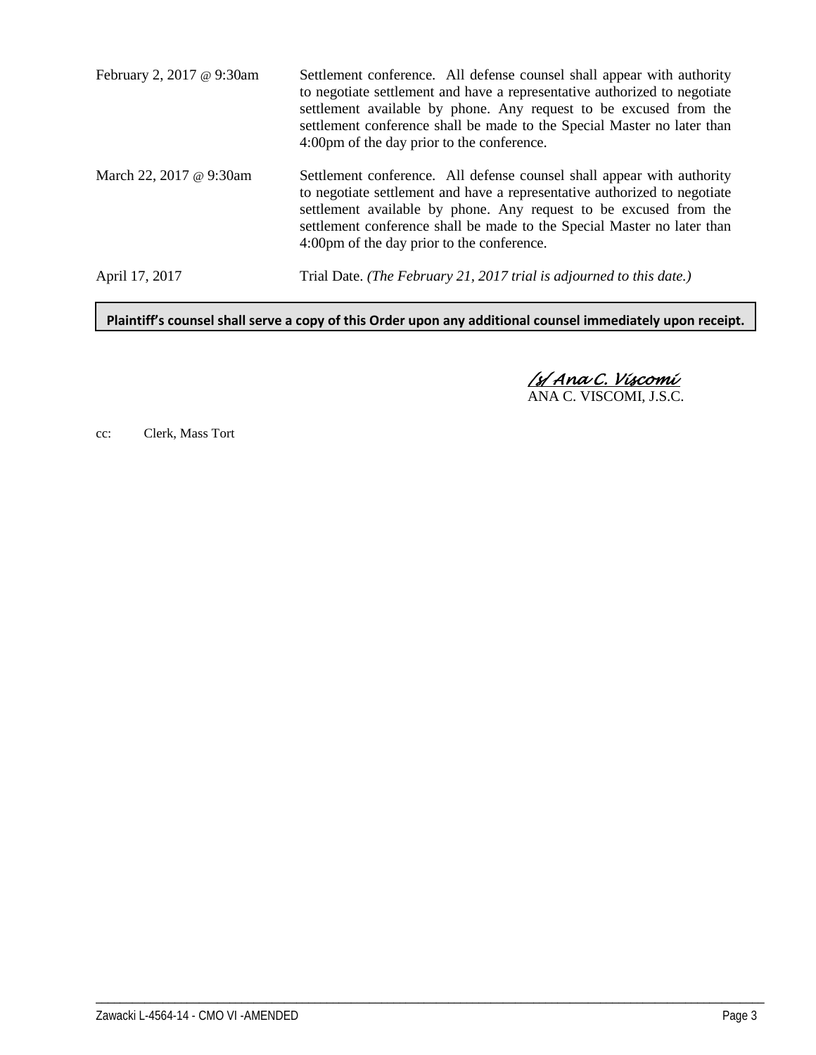| | |
|---|---|
| February 2, 2017 @ 9:30am | Settlement conference. All defense counsel shall appear with authority to negotiate settlement and have a representative authorized to negotiate settlement available by phone. Any request to be excused from the settlement conference shall be made to the Special Master no later than 4:00pm of the day prior to the conference. |
| March 22, 2017 @ 9:30am | Settlement conference. All defense counsel shall appear with authority to negotiate settlement and have a representative authorized to negotiate settlement available by phone. Any request to be excused from the settlement conference shall be made to the Special Master no later than 4:00pm of the day prior to the conference. |
| April 17, 2017 | Trial Date. *(The February 21, 2017 trial is adjourned to this date.)* |

**Plaintiff's counsel shall serve a copy of this Order upon any additional counsel immediately upon receipt.**

*/s/ Ana C. Viscomi*
ANA C. VISCOMI, J.S.C.

cc: Clerk, Mass Tort